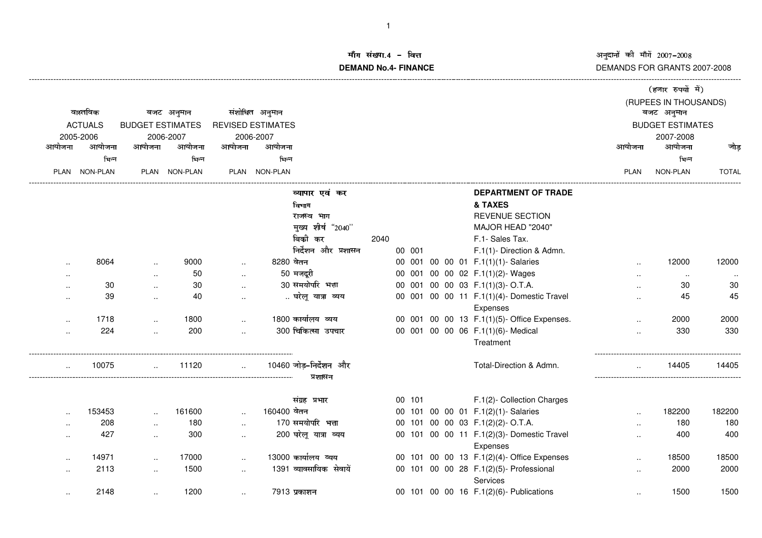**मॉंग संख्या.4 - वित्त**

**DEMAND No.4- FINANCE**

अनुदानों की मॉंगें 2007-2008

DEMANDS FOR GRANTS 2007-2008

(हजार रुपयों में)

(RUPEES IN THOUSANDS)

| वास्तविक ACTUALS 2005-2006 | | बजट अनुमान BUDGET ESTIMATES 2006-2007 | | संशोधित अनुमान REVISED ESTIMATES 2006-2007 | | | | | बजट अनुमान BUDGET ESTIMATES 2007-2008 | | |
|---|---|---|---|---|---|---|---|---|---|---|---|
| आयोजना PLAN | आयोजना भिन्न NON-PLAN | आयोजना PLAN | आयोजना भिन्न NON-PLAN | आयोजना PLAN | आयोजना भिन्न NON-PLAN | | | | आयोजना PLAN | आयोजना भिन्न NON-PLAN | जोड़ TOTAL |
| | | | | | | व्यापार एवं कर विभाग | | **DEPARTMENT OF TRADE & TAXES** | | | |
| | | | | | | राजस्व भाग | | REVENUE SECTION | | | |
| | | | | | | मुख्य शीर्ष "2040" | | MAJOR HEAD "2040" | | | |
| | | | | | | बिक्री कर | 2040 | F.1- Sales Tax. | | | |
| | | | | | | निर्देशन और प्रशासन | 00 001 | F.1(1)- Direction & Admn. | | | |
| .. | 8064 | .. | 9000 | .. | 8280 | वेतन | 00 001 00 00 01 | F.1(1)(1)- Salaries | .. | 12000 | 12000 |
| .. | | .. | 50 | .. | 50 | मजदूरी | 00 001 00 00 02 | F.1(1)(2)- Wages | .. | .. | .. |
| .. | 30 | .. | 30 | .. | 30 | समयोपरि भत्ता | 00 001 00 00 03 | F.1(1)(3)- O.T.A. | .. | 30 | 30 |
| .. | 39 | .. | 40 | .. | .. | घरेलू यात्रा व्यय | 00 001 00 00 11 | F.1(1)(4)- Domestic Travel Expenses | .. | 45 | 45 |
| .. | 1718 | .. | 1800 | .. | 1800 | कार्यालय व्यय | 00 001 00 00 13 | F.1(1)(5)- Office Expenses. | .. | 2000 | 2000 |
| .. | 224 | .. | 200 | .. | 300 | चिकित्सा उपचार | 00 001 00 00 06 | F.1(1)(6)- Medical Treatment | .. | 330 | 330 |
| .. | 10075 | .. | 11120 | .. | 10460 | जोड़-निर्देशन और प्रशासन | | Total-Direction & Admn. | .. | 14405 | 14405 |
| | | | | | | संग्रह प्रभार | 00 101 | F.1(2)- Collection Charges | | | |
| .. | 153453 | .. | 161600 | .. | 160400 | वेतन | 00 101 00 00 01 | F.1(2)(1)- Salaries | .. | 182200 | 182200 |
| .. | 208 | .. | 180 | .. | 170 | समयोपरि भत्ता | 00 101 00 00 03 | F.1(2)(2)- O.T.A. | .. | 180 | 180 |
| .. | 427 | .. | 300 | .. | 200 | घरेलू यात्रा व्यय | 00 101 00 00 11 | F.1(2)(3)- Domestic Travel Expenses | .. | 400 | 400 |
| .. | 14971 | .. | 17000 | .. | 13000 | कार्यालय व्यय | 00 101 00 00 13 | F.1(2)(4)- Office Expenses | .. | 18500 | 18500 |
| .. | 2113 | .. | 1500 | .. | 1391 | व्यावसायिक सेवायें | 00 101 00 00 28 | F.1(2)(5)- Professional Services | .. | 2000 | 2000 |
| .. | 2148 | .. | 1200 | .. | 7913 | प्रकाशन | 00 101 00 00 16 | F.1(2)(6)- Publications | .. | 1500 | 1500 |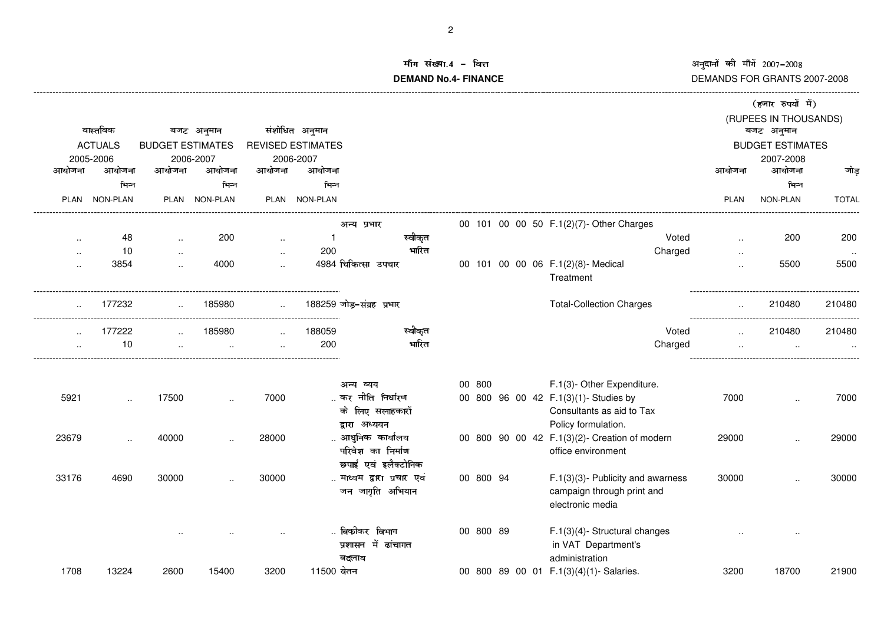**माँग संख्या.4 – वित्त**

**DEMAND No.4- FINANCE**

अनुदानों की माँगें 2007–2008

DEMANDS FOR GRANTS 2007-2008

(हजार रुपयों में)

(RUPEES IN THOUSANDS)

| वास्तविक ACTUALS 2005-2006 आयोजना PLAN | आयोजना भिन्न NON-PLAN | बजट अनुमान BUDGET ESTIMATES 2006-2007 आयोजना PLAN | आयोजना भिन्न NON-PLAN | संशोधित अनुमान REVISED ESTIMATES 2006-2007 आयोजना PLAN | आयोजना भिन्न NON-PLAN | | | | बजट अनुमान BUDGET ESTIMATES 2007-2008 आयोजना PLAN | आयोजना भिन्न NON-PLAN | जोड़ TOTAL |
|---|---|---|---|---|---|---|---|---|---|---|---|
| | | | | | | अन्य प्रभार | 00 101 00 00 50 | F.1(2)(7)- Other Charges | | | |
| .. | 48 | .. | 200 | .. | 1 | स्वीकृत | | Voted | .. | 200 | 200 |
| .. | 10 | .. | | .. | 200 | भारित | | Charged | .. | | .. |
| .. | 3854 | .. | 4000 | .. | 4984 | चिकित्सा उपचार | 00 101 00 00 06 | F.1(2)(8)- Medical Treatment | .. | 5500 | 5500 |
| .. | 177232 | .. | 185980 | .. | 188259 | जोड़–संग्रह प्रभार | | Total-Collection Charges | .. | 210480 | 210480 |
| .. | 177222 | .. | 185980 | .. | 188059 | स्वीकृत | | Voted | .. | 210480 | 210480 |
| .. | 10 | .. | .. | .. | 200 | भारित | | Charged | .. | .. | .. |
| | | | | | | अन्य व्यय | 00 800 | F.1(3)- Other Expenditure. | | | |
| 5921 | .. | 17500 | .. | 7000 | .. | कर नीति निर्धारण के लिए सलाहकारों द्वारा अध्ययन | 00 800 96 00 42 | F.1(3)(1)- Studies by Consultants as aid to Tax Policy formulation. | 7000 | .. | 7000 |
| 23679 | .. | 40000 | .. | 28000 | .. | आधुनिक कार्यालय परिवेश का निर्माण | 00 800 90 00 42 | F.1(3)(2)- Creation of modern office environment | 29000 | .. | 29000 |
| 33176 | 4690 | 30000 | .. | 30000 | .. | छपाई एवं इलैक्टोनिक माध्यम द्वारा प्रचार एवं जन जागृति अभियान | 00 800 94 | F.1(3)(3)- Publicity and awarness campaign through print and electronic media | 30000 | .. | 30000 |
| | | .. | .. | .. | .. | बिक्रीकर विभाग प्रशासन में ढांचागत बदलाव | 00 800 89 | F.1(3)(4)- Structural changes in VAT Department's administration | .. | .. | |
| 1708 | 13224 | 2600 | 15400 | 3200 | 11500 | वेतन | 00 800 89 00 01 | F.1(3)(4)(1)- Salaries. | 3200 | 18700 | 21900 |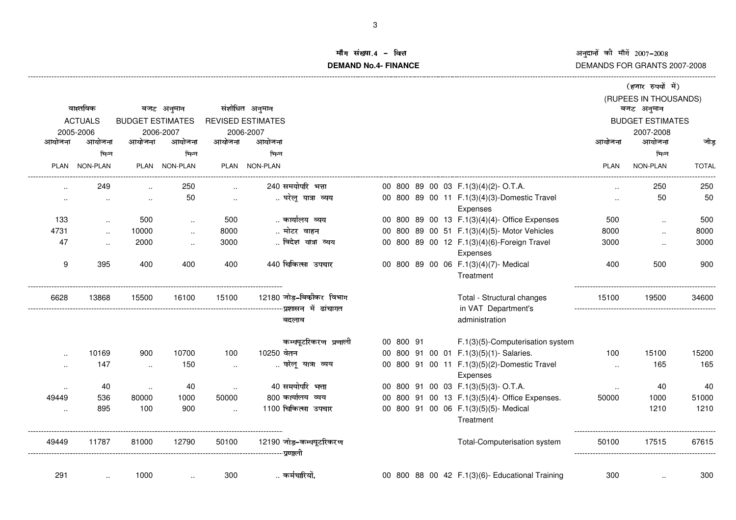## मॉंग संख्या.4 – वित्त
## DEMAND No.4- FINANCE

अनुदानों की मॉंगें 2007-2008
DEMANDS FOR GRANTS 2007-2008

(हजार रुपयों में)
(RUPEES IN THOUSANDS)

| वास्तविक ACTUALS 2005-2006 | | बजट अनुमान BUDGET ESTIMATES 2006-2007 | | संशोधित अनुमान REVISED ESTIMATES 2006-2007 | | | | | बजट अनुमान BUDGET ESTIMATES 2007-2008 | | |
|---|---|---|---|---|---|---|---|---|---|---|---|
| आयोजना PLAN | आयोजना भिन्न NON-PLAN | आयोजना PLAN | आयोजना भिन्न NON-PLAN | आयोजना PLAN | आयोजना भिन्न NON-PLAN | | | | आयोजना PLAN | आयोजना भिन्न NON-PLAN | जोड़ TOTAL |
| .. | 249 | .. | 250 | .. | 240 | समयोपरि भत्ता | 00 800 89 00 03 | F.1(3)(4)(2)- O.T.A. | .. | 250 | 250 |
| .. | .. | .. | 50 | .. | .. | घरेलू यात्रा व्यय | 00 800 89 00 11 | F.1(3)(4)(3)-Domestic Travel Expenses | .. | 50 | 50 |
| 133 | .. | 500 | .. | 500 | .. | कार्यालय व्यय | 00 800 89 00 13 | F.1(3)(4)(4)- Office Expenses | 500 | .. | 500 |
| 4731 | .. | 10000 | .. | 8000 | .. | मोटर वाहन | 00 800 89 00 51 | F.1(3)(4)(5)- Motor Vehicles | 8000 | .. | 8000 |
| 47 | .. | 2000 | .. | 3000 | .. | विदेश यात्रा व्यय | 00 800 89 00 12 | F.1(3)(4)(6)-Foreign Travel Expenses | 3000 | .. | 3000 |
| 9 | 395 | 400 | 400 | 400 | 440 | चिकित्सा उपचार | 00 800 89 00 06 | F.1(3)(4)(7)- Medical Treatment | 400 | 500 | 900 |
| 6628 | 13868 | 15500 | 16100 | 15100 | 12180 | जोड़–बिक्रीकर विभाग प्रशासन में ढांचागत बदलाव | | Total - Structural changes in VAT Department's administration | 15100 | 19500 | 34600 |
| | | | | | | कम्प्यूटरिकरण प्रणाली | 00 800 91 | F.1(3)(5)-Computerisation system | | | |
| .. | 10169 | 900 | 10700 | 100 | 10250 | वेतन | 00 800 91 00 01 | F.1(3)(5)(1)- Salaries. | 100 | 15100 | 15200 |
| .. | 147 | .. | 150 | .. | .. | घरेलू यात्रा व्यय | 00 800 91 00 11 | F.1(3)(5)(2)-Domestic Travel Expenses | .. | 165 | 165 |
| .. | 40 | .. | 40 | .. | 40 | समयोपरि भत्ता | 00 800 91 00 03 | F.1(3)(5)(3)- O.T.A. | .. | 40 | 40 |
| 49449 | 536 | 80000 | 1000 | 50000 | 800 | कार्यालय व्यय | 00 800 91 00 13 | F.1(3)(5)(4)- Office Expenses. | 50000 | 1000 | 51000 |
| .. | 895 | 100 | 900 | .. | 1100 | चिकित्सा उपचार | 00 800 91 00 06 | F.1(3)(5)(5)- Medical Treatment | | 1210 | 1210 |
| 49449 | 11787 | 81000 | 12790 | 50100 | 12190 | जोड़–कम्प्यूटरिकरण प्रणाली | | Total-Computerisation system | 50100 | 17515 | 67615 |
| 291 | .. | 1000 | .. | 300 | .. | कर्मचारियों, | 00 800 88 00 42 | F.1(3)(6)- Educational Training | 300 | .. | 300 |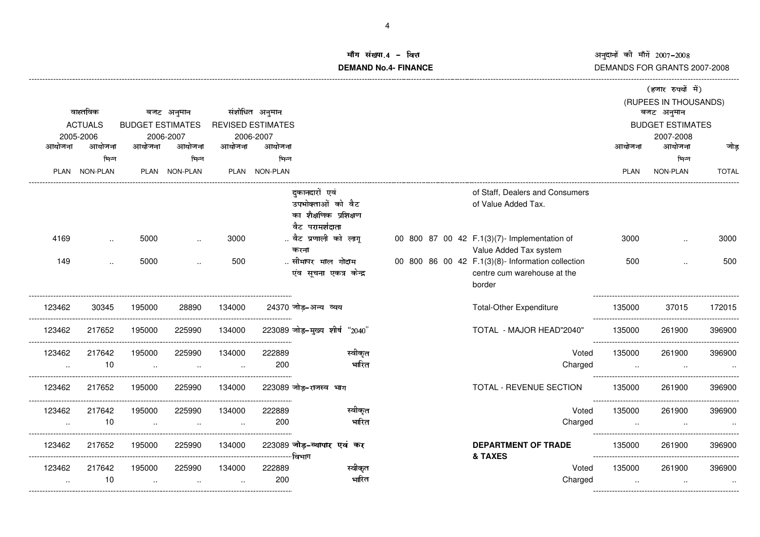# मॉंग संख्या.4 - वित्त
# DEMAND No.4- FINANCE

अनुदानों की मॉंगें 2007-2008
DEMANDS FOR GRANTS 2007-2008

(हजार रुपयों में)
(RUPEES IN THOUSANDS)

| वास्तविक ACTUALS 2005-2006 | | बजट अनुमान BUDGET ESTIMATES 2006-2007 | | संशोधित अनुमान REVISED ESTIMATES 2006-2007 | | | | | बजट अनुमान BUDGET ESTIMATES 2007-2008 | | |
|---|---|---|---|---|---|---|---|---|---|---|---|
| आयोजना PLAN | आयोजना भिन्न NON-PLAN | आयोजना PLAN | आयोजना भिन्न NON-PLAN | आयोजना PLAN | आयोजना भिन्न NON-PLAN | | | | आयोजना PLAN | आयोजना भिन्न NON-PLAN | जोड़ TOTAL |
| | | | | | | दुकानदारों एवं उपभोक्ताओं को वैट का शैक्षणिक प्रशिक्षण वैट परामर्शदाता | | of Staff, Dealers and Consumers of Value Added Tax. | | | |
| 4169 | .. | 5000 | .. | 3000 | .. | वैट प्रणाली को लागू करना | 00 800 87 00 42 | F.1(3)(7)- Implementation of Value Added Tax system | 3000 | .. | 3000 |
| 149 | .. | 5000 | .. | 500 | .. | सीमापर माल गोदाम एंव सूचना एकत्र केन्द्र | 00 800 86 00 42 | F.1(3)(8)- Information collection centre cum warehouse at the border | 500 | .. | 500 |
| 123462 | 30345 | 195000 | 28890 | 134000 | 24370 | जोड़-अन्य व्यय | | Total-Other Expenditure | 135000 | 37015 | 172015 |
| 123462 | 217652 | 195000 | 225990 | 134000 | 223089 | जोड़-मुख्य शीर्ष "2040" | | TOTAL - MAJOR HEAD"2040" | 135000 | 261900 | 396900 |
| 123462 | 217642 | 195000 | 225990 | 134000 | 222889 | स्वीकृत | | Voted | 135000 | 261900 | 396900 |
| .. | 10 | .. | .. | .. | 200 | भारित | | Charged | .. | .. | .. |
| 123462 | 217652 | 195000 | 225990 | 134000 | 223089 | जोड़-राजस्व भाग | | TOTAL - REVENUE SECTION | 135000 | 261900 | 396900 |
| 123462 | 217642 | 195000 | 225990 | 134000 | 222889 | स्वीकृत | | Voted | 135000 | 261900 | 396900 |
| .. | 10 | .. | .. | .. | 200 | भारित | | Charged | .. | .. | .. |
| 123462 | 217652 | 195000 | 225990 | 134000 | 223089 | **जोड़-व्यापार एवं कर विभाग** | | **DEPARTMENT OF TRADE & TAXES** | 135000 | 261900 | 396900 |
| 123462 | 217642 | 195000 | 225990 | 134000 | 222889 | स्वीकृत | | Voted | 135000 | 261900 | 396900 |
| .. | 10 | .. | .. | .. | 200 | भारित | | Charged | .. | .. | .. |